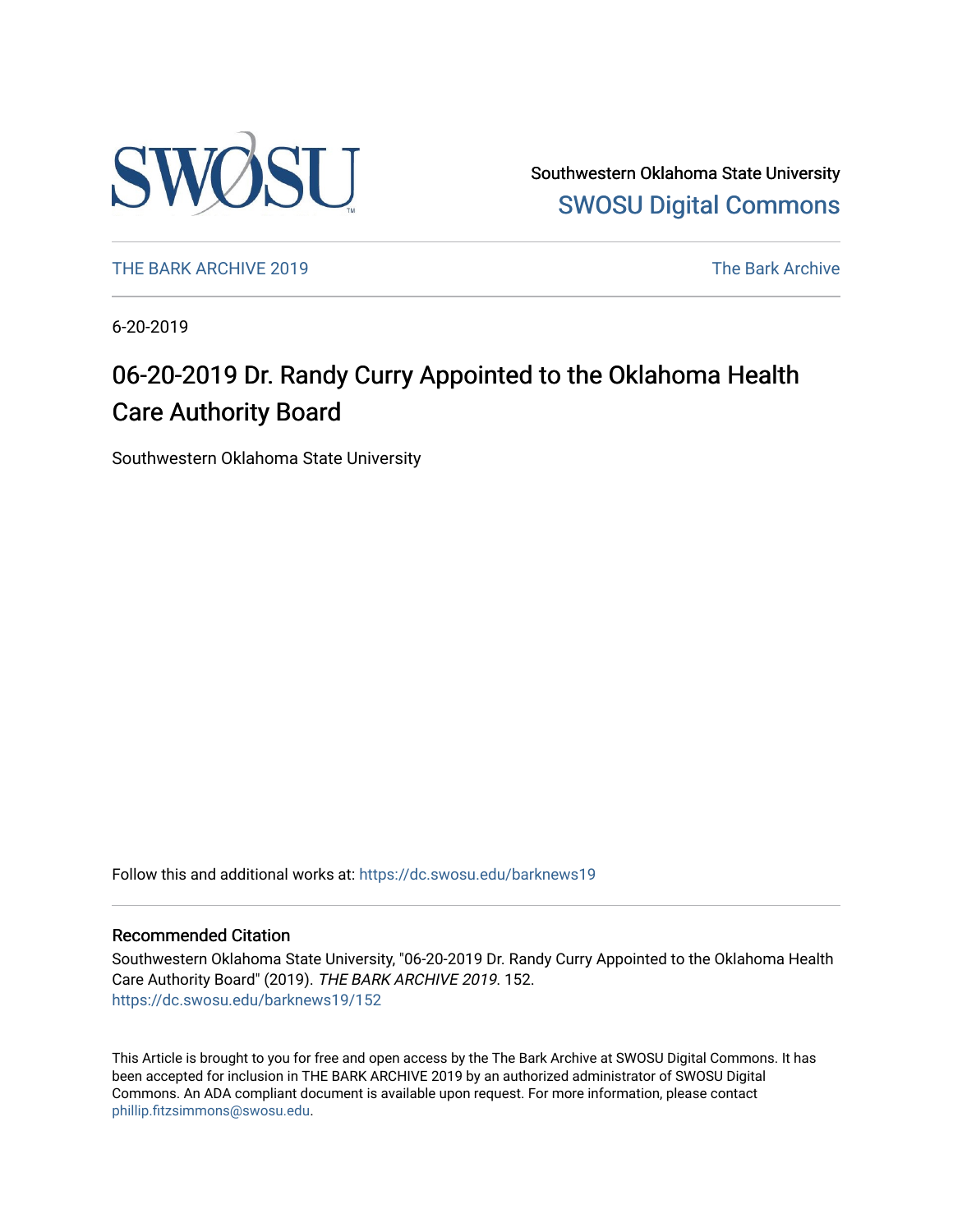Southwestern Oklahoma State University

SWOSU Digital Commons

THE BARK ARCHIVE 2019

The Bark Archive

6-20-2019

# 06-20-2019 Dr. Randy Curry Appointed to the Oklahoma Health Care Authority Board

Southwestern Oklahoma State University

Follow this and additional works at: https://dc.swosu.edu/barknews19

## Recommended Citation

Southwestern Oklahoma State University, "06-20-2019 Dr. Randy Curry Appointed to the Oklahoma Health Care Authority Board" (2019). *THE BARK ARCHIVE 2019*. 152.
https://dc.swosu.edu/barknews19/152

This Article is brought to you for free and open access by the The Bark Archive at SWOSU Digital Commons. It has been accepted for inclusion in THE BARK ARCHIVE 2019 by an authorized administrator of SWOSU Digital Commons. An ADA compliant document is available upon request. For more information, please contact phillip.fitzsimmons@swosu.edu.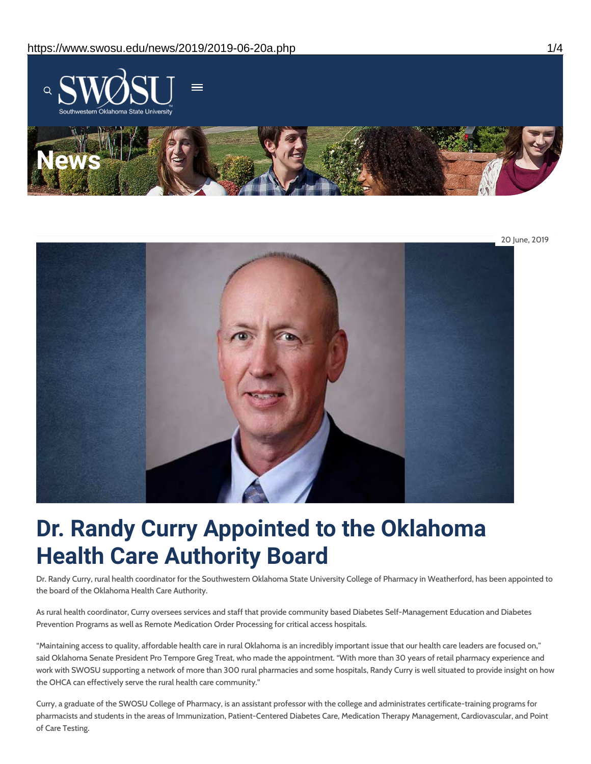20 June, 2019

# Dr. Randy Curry Appointed to the Oklahoma Health Care Authority Board

Dr. Randy Curry, rural health coordinator for the Southwestern Oklahoma State University College of Pharmacy in Weatherford, has been appointed to the board of the Oklahoma Health Care Authority.

As rural health coordinator, Curry oversees services and staff that provide community based Diabetes Self-Management Education and Diabetes Prevention Programs as well as Remote Medication Order Processing for critical access hospitals.

"Maintaining access to quality, affordable health care in rural Oklahoma is an incredibly important issue that our health care leaders are focused on," said Oklahoma Senate President Pro Tempore Greg Treat, who made the appointment. "With more than 30 years of retail pharmacy experience and work with SWOSU supporting a network of more than 300 rural pharmacies and some hospitals, Randy Curry is well situated to provide insight on how the OHCA can effectively serve the rural health care community."

Curry, a graduate of the SWOSU College of Pharmacy, is an assistant professor with the college and administrates certificate-training programs for pharmacists and students in the areas of Immunization, Patient-Centered Diabetes Care, Medication Therapy Management, Cardiovascular, and Point of Care Testing.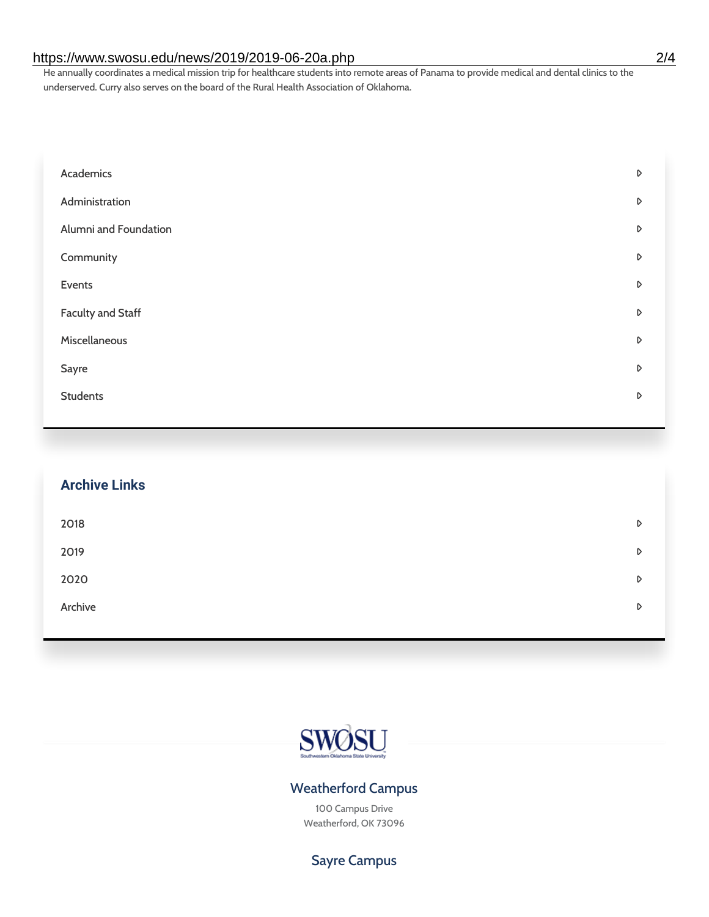He annually coordinates a medical mission trip for healthcare students into remote areas of Panama to provide medical and dental clinics to the underserved. Curry also serves on the board of the Rural Health Association of Oklahoma.

- Academics
- Administration
- Alumni and Foundation
- Community
- Events
- Faculty and Staff
- Miscellaneous
- Sayre
- Students

## Archive Links

- 2018
- 2019
- 2020
- Archive

SWOSU
Southwestern Oklahoma State University

### Weatherford Campus

100 Campus Drive
Weatherford, OK 73096

### Sayre Campus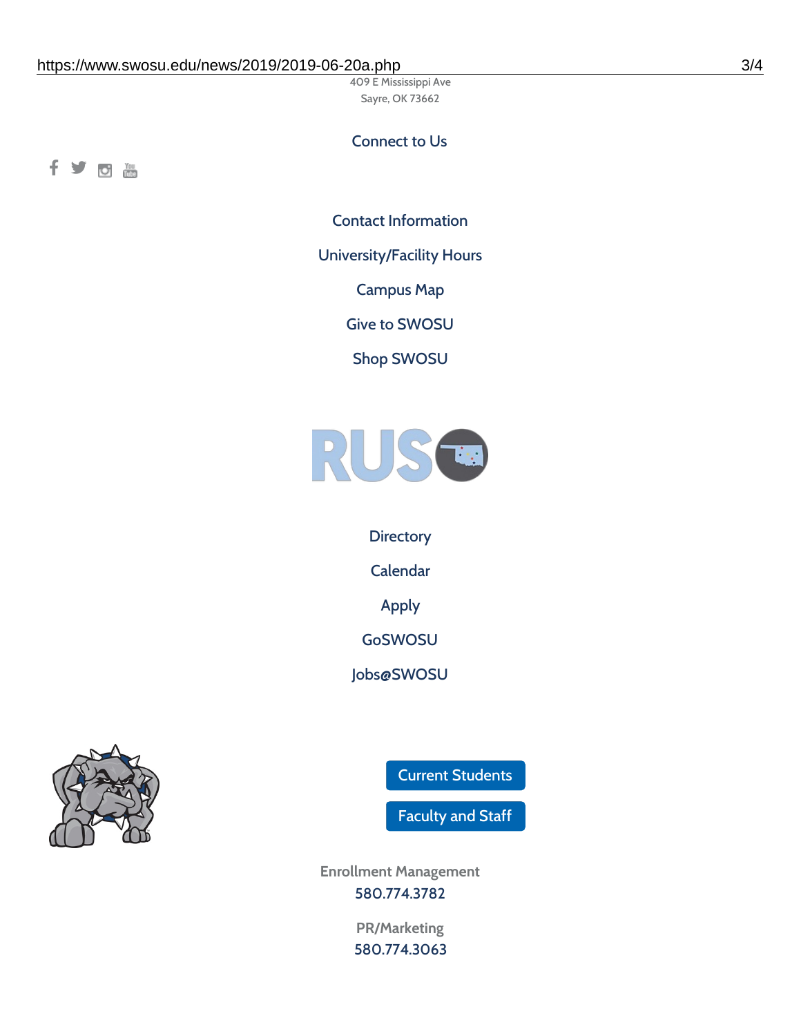409 E Mississippi Ave
Sayre, OK 73662

Connect to Us

Contact Information

University/Facility Hours

Campus Map

Give to SWOSU

Shop SWOSU

Directory

Calendar

Apply

GoSWOSU

Jobs@SWOSU

Current Students

Faculty and Staff

Enrollment Management
580.774.3782

PR/Marketing
580.774.3063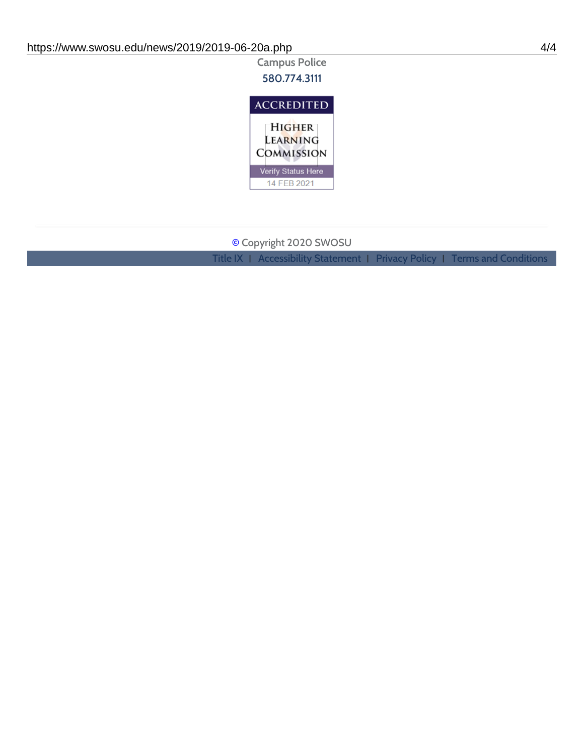**Campus Police**

580.774.3111

ACCREDITED

HIGHER LEARNING COMMISSION

Verify Status Here

14 FEB 2021

© Copyright 2020 SWOSU

Title IX | Accessibility Statement | Privacy Policy | Terms and Conditions